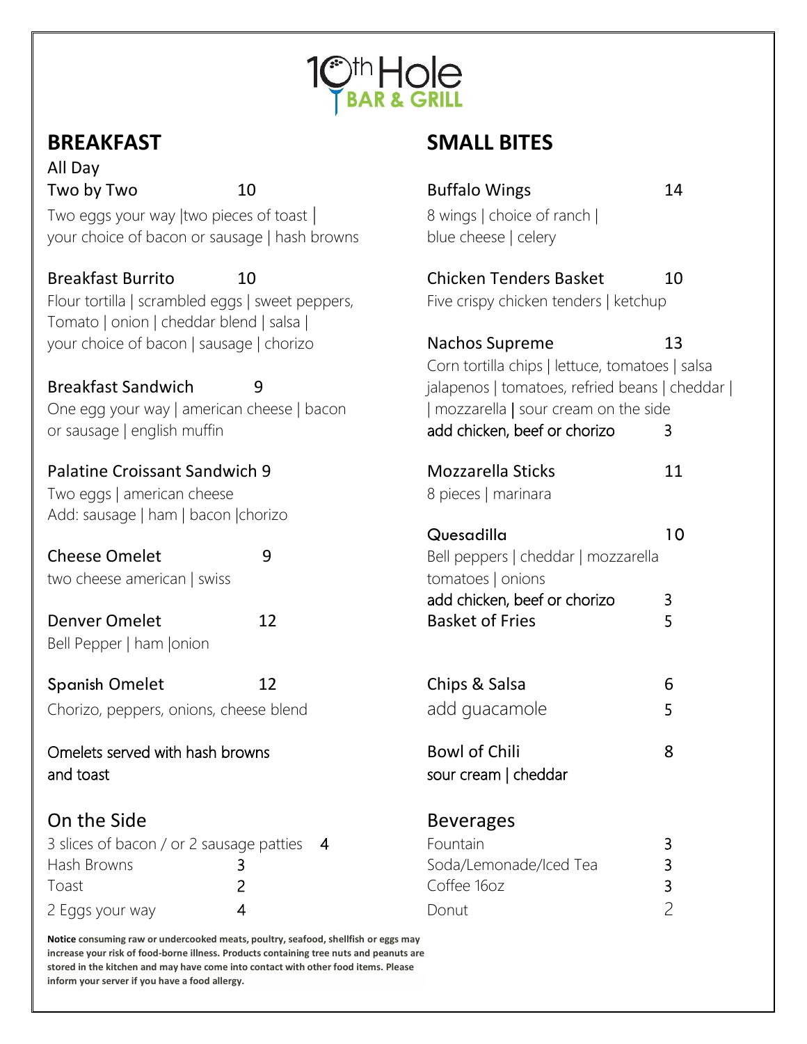# 10th Hole BAR & GRILL

## BREAKFAST

All Day

Two by Two 10

Two eggs your way |two pieces of toast | your choice of bacon or sausage | hash browns

Breakfast Burrito 10

Flour tortilla | scrambled eggs | sweet peppers, Tomato | onion | cheddar blend | salsa | your choice of bacon | sausage | chorizo

Breakfast Sandwich 9

One egg your way | american cheese | bacon or sausage | english muffin

Palatine Croissant Sandwich 9

Two eggs | american cheese

Add: sausage | ham | bacon |chorizo

Cheese Omelet 9

two cheese american | swiss

Denver Omelet 12

Bell Pepper | ham |onion

Spanish Omelet 12

Chorizo, peppers, onions, cheese blend

Omelets served with hash browns and toast

### On the Side

| | |
|---|---|
| 3 slices of bacon / or 2 sausage patties | 4 |
| Hash Browns | 3 |
| Toast | 2 |
| 2 Eggs your way | 4 |

## SMALL BITES

Buffalo Wings 14

8 wings | choice of ranch | blue cheese | celery

Chicken Tenders Basket 10

Five crispy chicken tenders | ketchup

Nachos Supreme 13

Corn tortilla chips | lettuce, tomatoes | salsa jalapenos | tomatoes, refried beans | cheddar | | mozzarella | sour cream on the side

add chicken, beef or chorizo 3

Mozzarella Sticks 11

8 pieces | marinara

Quesadilla 10

Bell peppers | cheddar | mozzarella tomatoes | onions

add chicken, beef or chorizo 3

Basket of Fries 5

Chips & Salsa 6

add guacamole 5

Bowl of Chili 8

sour cream | cheddar

### Beverages

| | |
|---|---|
| Fountain | 3 |
| Soda/Lemonade/Iced Tea | 3 |
| Coffee 16oz | 3 |
| Donut | 2 |

**Notice consuming raw or undercooked meats, poultry, seafood, shellfish or eggs may increase your risk of food-borne illness. Products containing tree nuts and peanuts are stored in the kitchen and may have come into contact with other food items. Please inform your server if you have a food allergy.**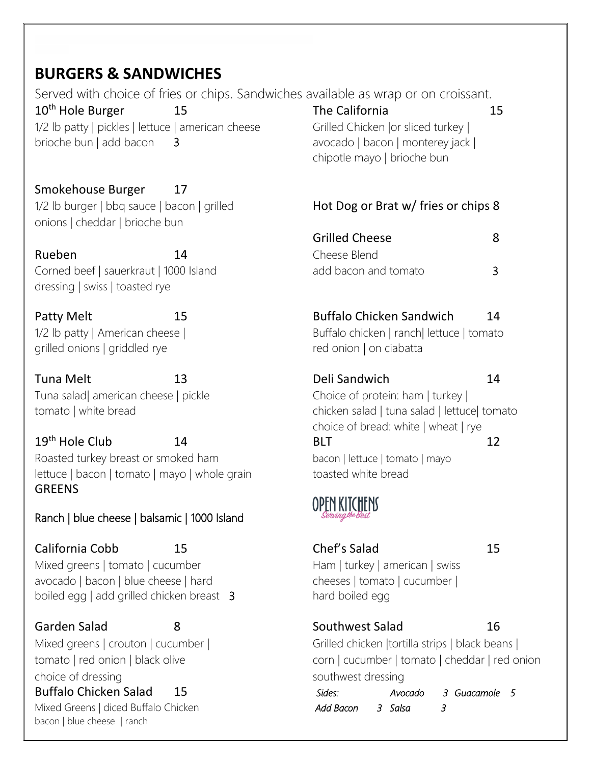## BURGERS & SANDWICHES

Served with choice of fries or chips. Sandwiches available as wrap or on croissant.

**10th Hole Burger** 15
1/2 lb patty | pickles | lettuce | american cheese brioche bun | add bacon 3

**Smokehouse Burger** 17
1/2 lb burger | bbq sauce | bacon | grilled onions | cheddar | brioche bun

**Rueben** 14
Corned beef | sauerkraut | 1000 Island dressing | swiss | toasted rye

**Patty Melt** 15
1/2 lb patty | American cheese | grilled onions | griddled rye

**Tuna Melt** 13
Tuna salad| american cheese | pickle tomato | white bread

**19th Hole Club** 14
Roasted turkey breast or smoked ham lettuce | bacon | tomato | mayo | whole grain

**The California** 15
Grilled Chicken |or sliced turkey | avocado | bacon | monterey jack | chipotle mayo | brioche bun

**Hot Dog or Brat w/ fries or chips** 8

**Grilled Cheese** 8
Cheese Blend
add bacon and tomato 3

**Buffalo Chicken Sandwich** 14
Buffalo chicken | ranch| lettuce | tomato red onion | on ciabatta

**Deli Sandwich** 14
Choice of protein: ham | turkey | chicken salad | tuna salad | lettuce| tomato choice of bread: white | wheat | rye

**BLT** 12
bacon | lettuce | tomato | mayo toasted white bread

## GREENS

Ranch | blue cheese | balsamic | 1000 Island

OPEN KITCHENS
*Serving the Best*

**California Cobb** 15
Mixed greens | tomato | cucumber avocado | bacon | blue cheese | hard boiled egg | add grilled chicken breast 3

**Garden Salad** 8
Mixed greens | crouton | cucumber | tomato | red onion | black olive choice of dressing

**Buffalo Chicken Salad** 15
Mixed Greens | diced Buffalo Chicken bacon | blue cheese | ranch

**Chef's Salad** 15
Ham | turkey | american | swiss cheeses | tomato | cucumber | hard boiled egg

**Southwest Salad** 16
Grilled chicken |tortilla strips | black beans | corn | cucumber | tomato | cheddar | red onion southwest dressing

*Sides: Avocado 3 Guacamole 5*
*Add Bacon 3 Salsa 3*